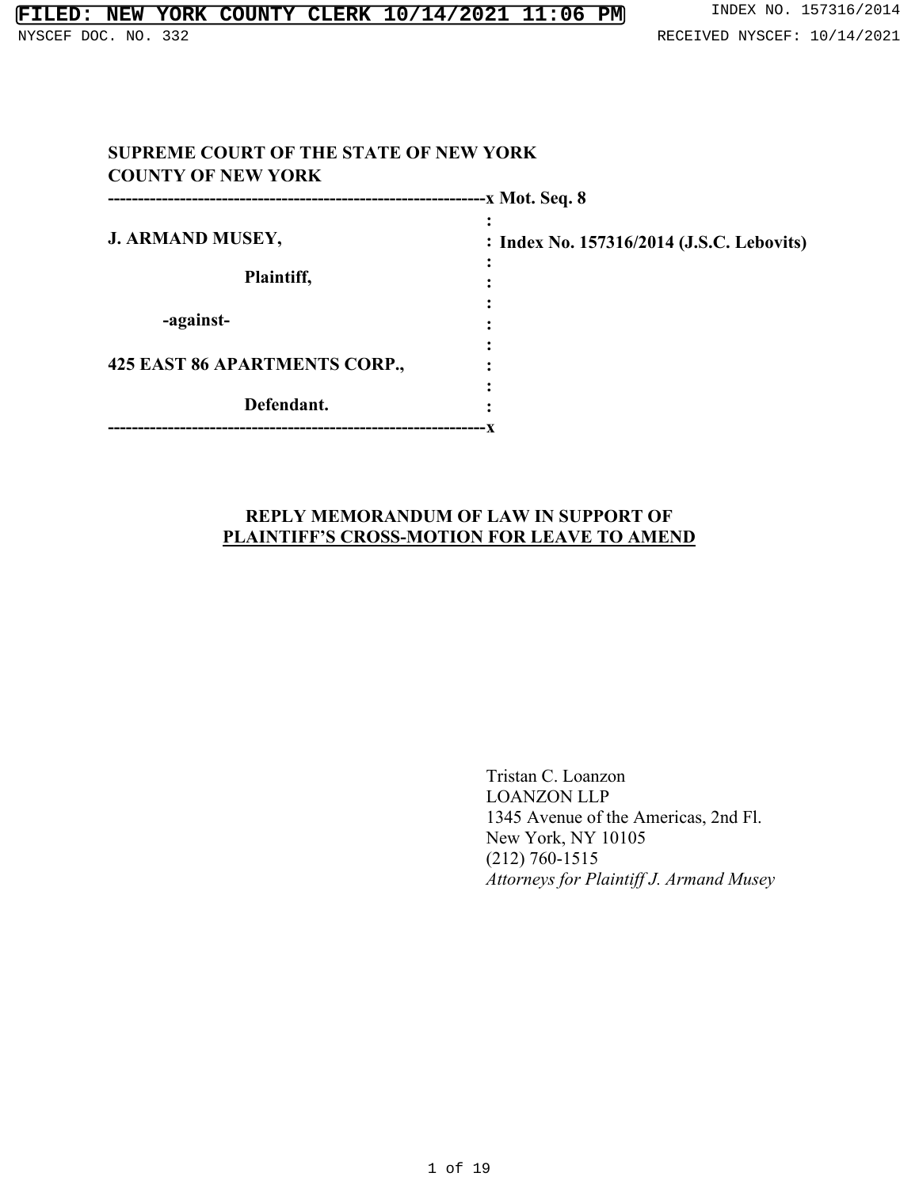**SUPREME COURT OF THE STATE OF NEW YORK**
**COUNTY OF NEW YORK**

| | |
|---|---|
| **J. ARMAND MUSEY,** | **Mot. Seq. 8** |
| **Plaintiff,** | **Index No. 157316/2014 (J.S.C. Lebovits)** |
| **-against-** | |
| **425 EAST 86 APARTMENTS CORP.,** | |
| **Defendant.** | |

## REPLY MEMORANDUM OF LAW IN SUPPORT OF PLAINTIFF'S CROSS-MOTION FOR LEAVE TO AMEND

Tristan C. Loanzon
LOANZON LLP
1345 Avenue of the Americas, 2nd Fl.
New York, NY 10105
(212) 760-1515
*Attorneys for Plaintiff J. Armand Musey*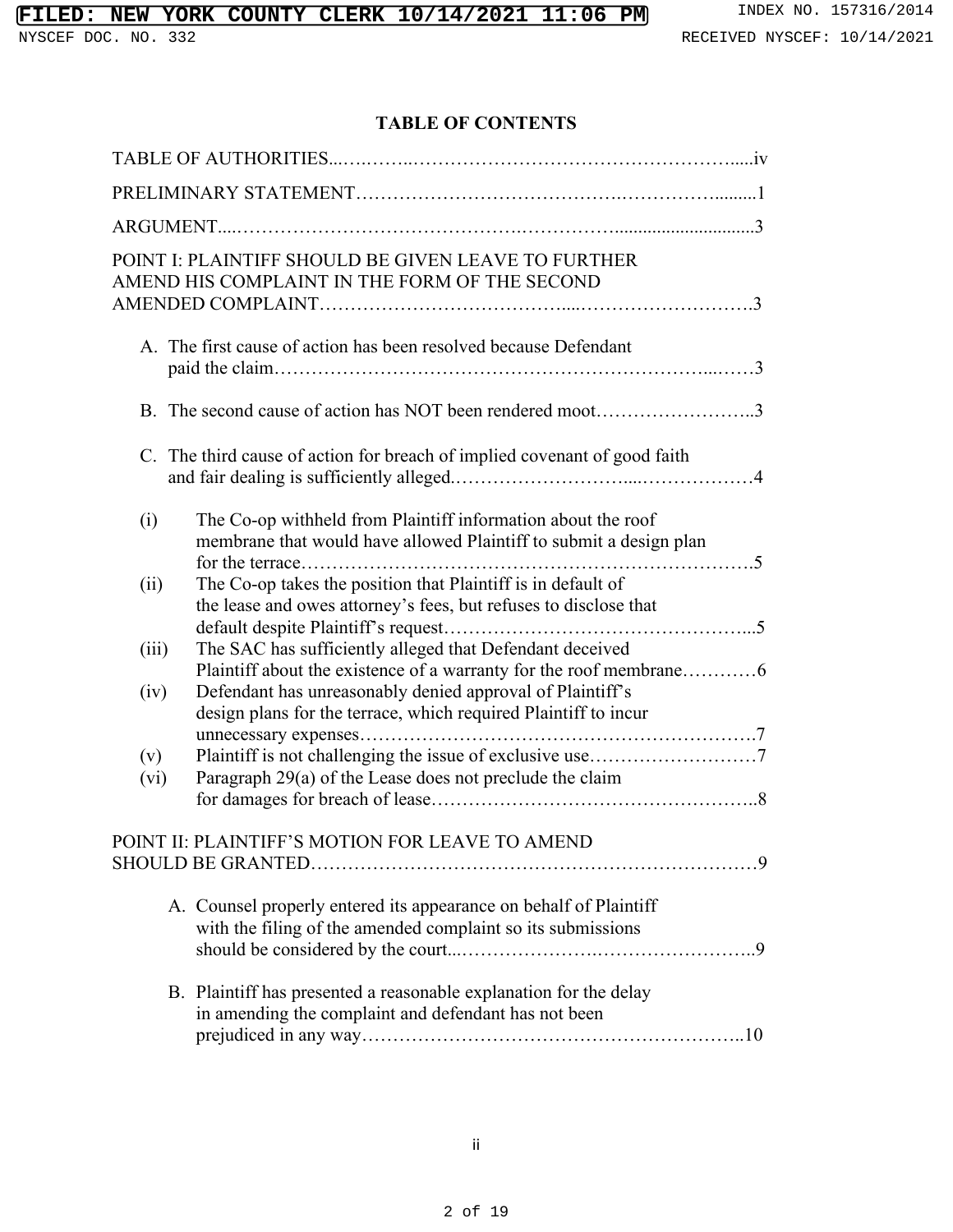# TABLE OF CONTENTS

TABLE OF AUTHORITIES......................................................................iv

PRELIMINARY STATEMENT......................................................................1

ARGUMENT......................................................................3

POINT I: PLAINTIFF SHOULD BE GIVEN LEAVE TO FURTHER AMEND HIS COMPLAINT IN THE FORM OF THE SECOND AMENDED COMPLAINT......................................................................3

- A. The first cause of action has been resolved because Defendant paid the claim......................................................................3
- B. The second cause of action has NOT been rendered moot......................................................................3
- C. The third cause of action for breach of implied covenant of good faith and fair dealing is sufficiently alleged......................................................................4
  - (i) The Co-op withheld from Plaintiff information about the roof membrane that would have allowed Plaintiff to submit a design plan for the terrace......................................................................5
  - (ii) The Co-op takes the position that Plaintiff is in default of the lease and owes attorney's fees, but refuses to disclose that default despite Plaintiff's request......................................................................5
  - (iii) The SAC has sufficiently alleged that Defendant deceived Plaintiff about the existence of a warranty for the roof membrane............6
  - (iv) Defendant has unreasonably denied approval of Plaintiff's design plans for the terrace, which required Plaintiff to incur unnecessary expenses......................................................................7
  - (v) Plaintiff is not challenging the issue of exclusive use......................................................................7
  - (vi) Paragraph 29(a) of the Lease does not preclude the claim for damages for breach of lease......................................................................8

POINT II: PLAINTIFF'S MOTION FOR LEAVE TO AMEND SHOULD BE GRANTED......................................................................9

- A. Counsel properly entered its appearance on behalf of Plaintiff with the filing of the amended complaint so its submissions should be considered by the court......................................................................9
- B. Plaintiff has presented a reasonable explanation for the delay in amending the complaint and defendant has not been prejudiced in any way......................................................................10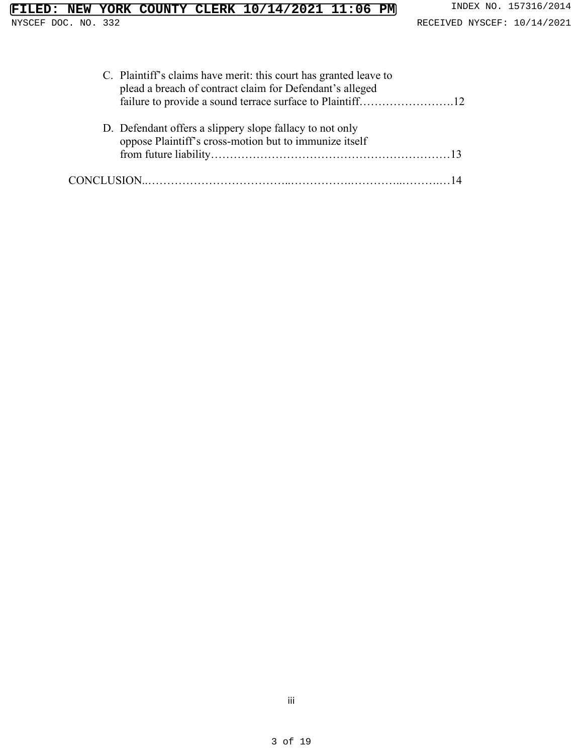C. Plaintiff's claims have merit: this court has granted leave to plead a breach of contract claim for Defendant's alleged failure to provide a sound terrace surface to Plaintiff……………………..12

D. Defendant offers a slippery slope fallacy to not only oppose Plaintiff's cross-motion but to immunize itself from future liability………………………………………………………13

CONCLUSION..……………………………..…………….………..………..…14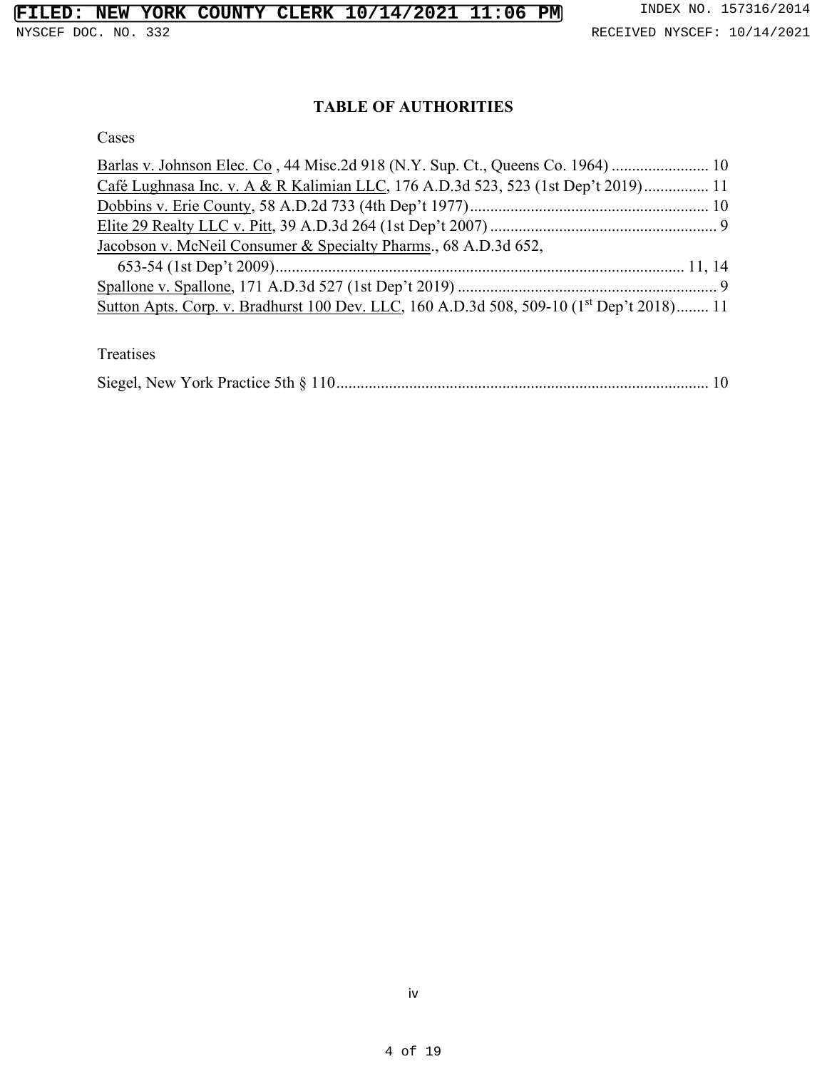## TABLE OF AUTHORITIES

Cases

Barlas v. Johnson Elec. Co , 44 Misc.2d 918 (N.Y. Sup. Ct., Queens Co. 1964) ........................ 10

Café Lughnasa Inc. v. A & R Kalimian LLC, 176 A.D.3d 523, 523 (1st Dep't 2019)................ 11

Dobbins v. Erie County, 58 A.D.2d 733 (4th Dep't 1977)........................................................... 10

Elite 29 Realty LLC v. Pitt, 39 A.D.3d 264 (1st Dep't 2007) ........................................................ 9

Jacobson v. McNeil Consumer & Specialty Pharms., 68 A.D.3d 652, 653-54 (1st Dep't 2009).................................................................................................... 11, 14

Spallone v. Spallone, 171 A.D.3d 527 (1st Dep't 2019) ................................................................ 9

Sutton Apts. Corp. v. Bradhurst 100 Dev. LLC, 160 A.D.3d 508, 509-10 (1st Dep't 2018)........ 11

Treatises

Siegel, New York Practice 5th § 110........................................................................................... 10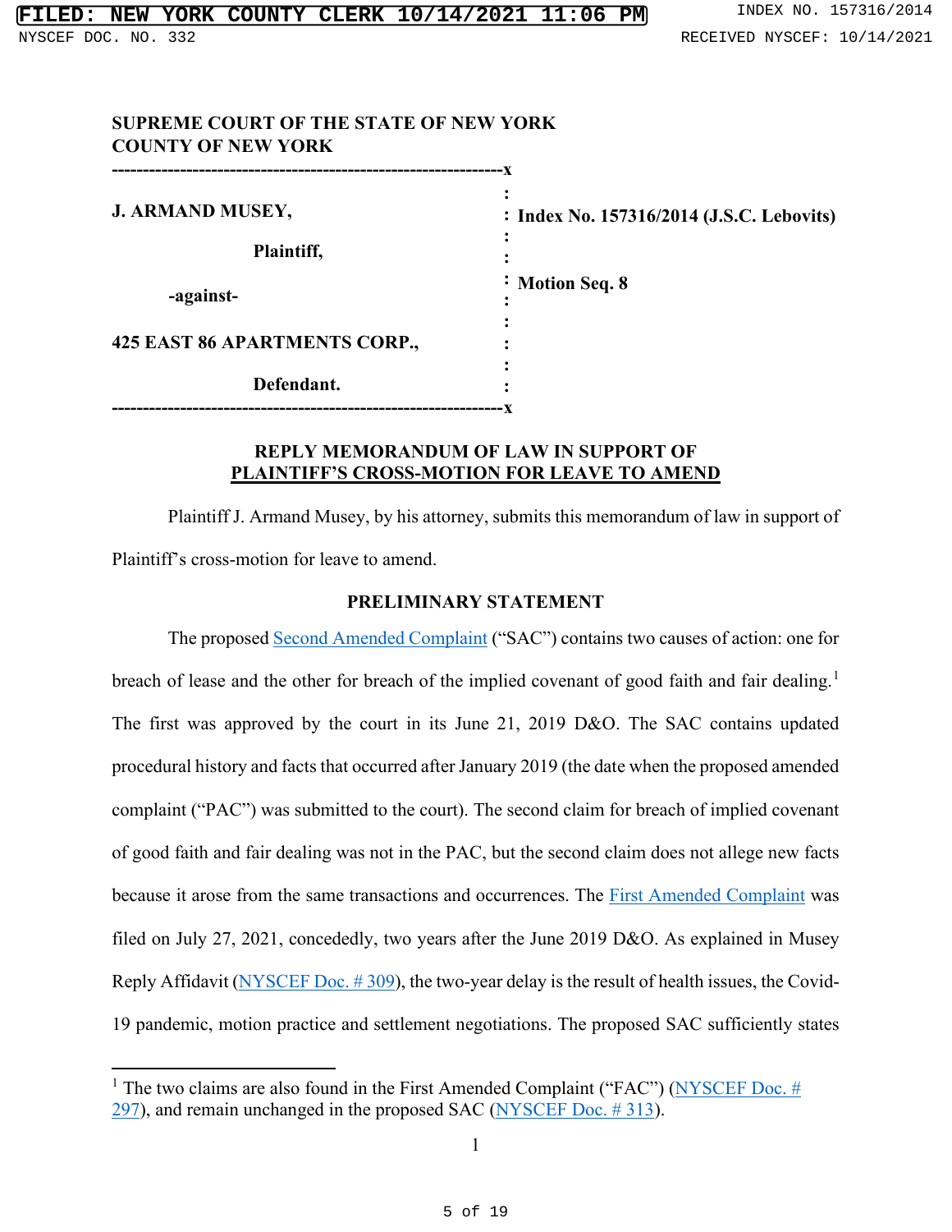**SUPREME COURT OF THE STATE OF NEW YORK**
**COUNTY OF NEW YORK**

| | |
|---|---|
| **J. ARMAND MUSEY,** Plaintiff, -against- **425 EAST 86 APARTMENTS CORP.,** Defendant. | **Index No. 157316/2014 (J.S.C. Lebovits)** **Motion Seq. 8** |

## REPLY MEMORANDUM OF LAW IN SUPPORT OF PLAINTIFF'S CROSS-MOTION FOR LEAVE TO AMEND

Plaintiff J. Armand Musey, by his attorney, submits this memorandum of law in support of Plaintiff's cross-motion for leave to amend.

## PRELIMINARY STATEMENT

The proposed Second Amended Complaint ("SAC") contains two causes of action: one for breach of lease and the other for breach of the implied covenant of good faith and fair dealing.[1] The first was approved by the court in its June 21, 2019 D&O. The SAC contains updated procedural history and facts that occurred after January 2019 (the date when the proposed amended complaint ("PAC") was submitted to the court). The second claim for breach of implied covenant of good faith and fair dealing was not in the PAC, but the second claim does not allege new facts because it arose from the same transactions and occurrences. The First Amended Complaint was filed on July 27, 2021, concededly, two years after the June 2019 D&O. As explained in Musey Reply Affidavit (NYSCEF Doc. # 309), the two-year delay is the result of health issues, the Covid-19 pandemic, motion practice and settlement negotiations. The proposed SAC sufficiently states

[1] The two claims are also found in the First Amended Complaint ("FAC") (NYSCEF Doc. # 297), and remain unchanged in the proposed SAC (NYSCEF Doc. # 313).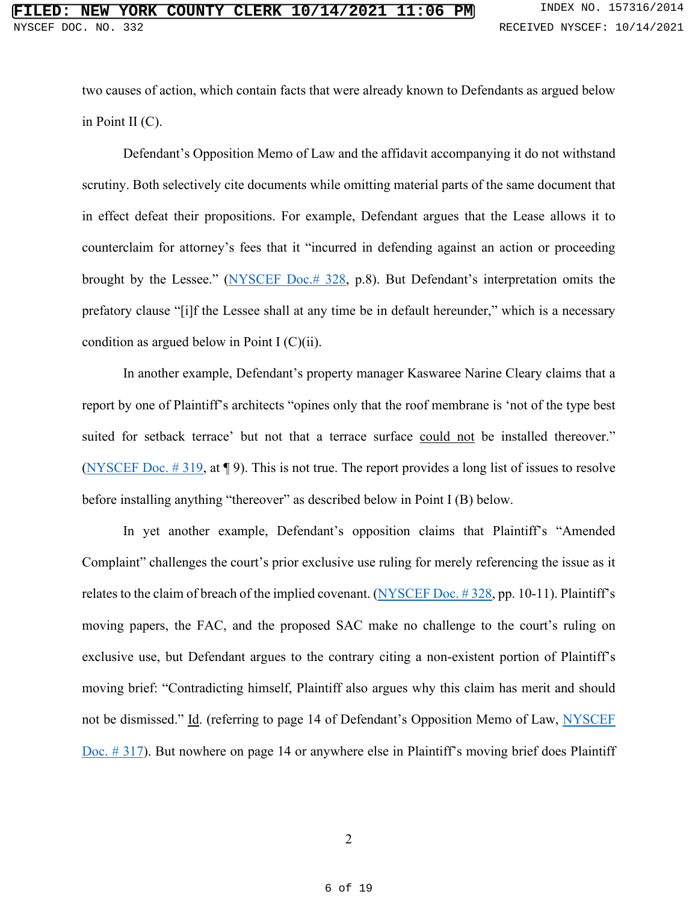two causes of action, which contain facts that were already known to Defendants as argued below in Point II (C).

Defendant's Opposition Memo of Law and the affidavit accompanying it do not withstand scrutiny. Both selectively cite documents while omitting material parts of the same document that in effect defeat their propositions. For example, Defendant argues that the Lease allows it to counterclaim for attorney's fees that it "incurred in defending against an action or proceeding brought by the Lessee." (NYSCEF Doc.# 328, p.8). But Defendant's interpretation omits the prefatory clause "[i]f the Lessee shall at any time be in default hereunder," which is a necessary condition as argued below in Point I (C)(ii).

In another example, Defendant's property manager Kaswaree Narine Cleary claims that a report by one of Plaintiff's architects "opines only that the roof membrane is 'not of the type best suited for setback terrace' but not that a terrace surface <u>could not</u> be installed thereover." (NYSCEF Doc. # 319, at ¶ 9). This is not true. The report provides a long list of issues to resolve before installing anything "thereover" as described below in Point I (B) below.

In yet another example, Defendant's opposition claims that Plaintiff's "Amended Complaint" challenges the court's prior exclusive use ruling for merely referencing the issue as it relates to the claim of breach of the implied covenant. (NYSCEF Doc. # 328, pp. 10-11). Plaintiff's moving papers, the FAC, and the proposed SAC make no challenge to the court's ruling on exclusive use, but Defendant argues to the contrary citing a non-existent portion of Plaintiff's moving brief: "Contradicting himself, Plaintiff also argues why this claim has merit and should not be dismissed." <u>Id</u>. (referring to page 14 of Defendant's Opposition Memo of Law, NYSCEF Doc. # 317). But nowhere on page 14 or anywhere else in Plaintiff's moving brief does Plaintiff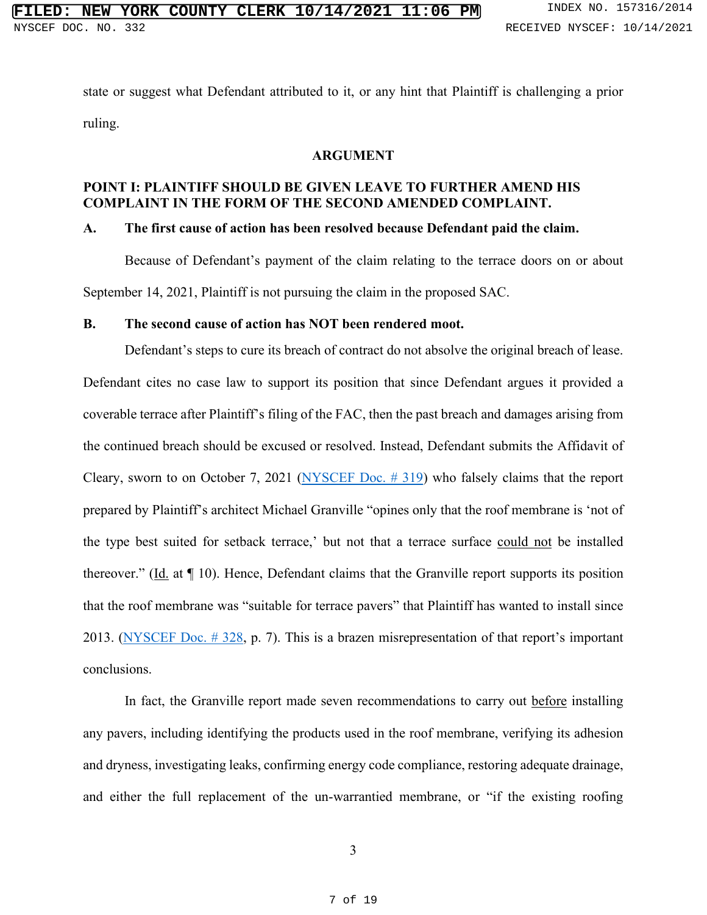state or suggest what Defendant attributed to it, or any hint that Plaintiff is challenging a prior ruling.

## ARGUMENT

### POINT I: PLAINTIFF SHOULD BE GIVEN LEAVE TO FURTHER AMEND HIS COMPLAINT IN THE FORM OF THE SECOND AMENDED COMPLAINT.

**A. The first cause of action has been resolved because Defendant paid the claim.**

Because of Defendant's payment of the claim relating to the terrace doors on or about September 14, 2021, Plaintiff is not pursuing the claim in the proposed SAC.

**B. The second cause of action has NOT been rendered moot.**

Defendant's steps to cure its breach of contract do not absolve the original breach of lease. Defendant cites no case law to support its position that since Defendant argues it provided a coverable terrace after Plaintiff's filing of the FAC, then the past breach and damages arising from the continued breach should be excused or resolved. Instead, Defendant submits the Affidavit of Cleary, sworn to on October 7, 2021 (NYSCEF Doc. # 319) who falsely claims that the report prepared by Plaintiff's architect Michael Granville "opines only that the roof membrane is 'not of the type best suited for setback terrace,' but not that a terrace surface could not be installed thereover." (Id. at ¶ 10). Hence, Defendant claims that the Granville report supports its position that the roof membrane was "suitable for terrace pavers" that Plaintiff has wanted to install since 2013. (NYSCEF Doc. # 328, p. 7). This is a brazen misrepresentation of that report's important conclusions.

In fact, the Granville report made seven recommendations to carry out before installing any pavers, including identifying the products used in the roof membrane, verifying its adhesion and dryness, investigating leaks, confirming energy code compliance, restoring adequate drainage, and either the full replacement of the un-warrantied membrane, or "if the existing roofing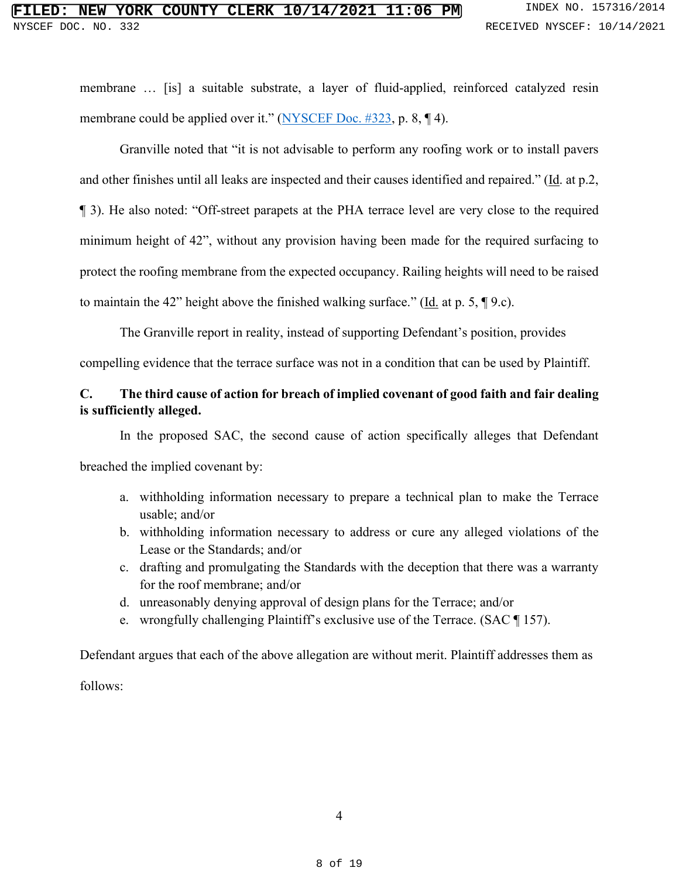membrane … [is] a suitable substrate, a layer of fluid-applied, reinforced catalyzed resin membrane could be applied over it." (NYSCEF Doc. #323, p. 8, ¶ 4).

Granville noted that "it is not advisable to perform any roofing work or to install pavers and other finishes until all leaks are inspected and their causes identified and repaired." (Id. at p.2, ¶ 3). He also noted: "Off-street parapets at the PHA terrace level are very close to the required minimum height of 42", without any provision having been made for the required surfacing to protect the roofing membrane from the expected occupancy. Railing heights will need to be raised to maintain the 42" height above the finished walking surface." (Id. at p. 5, ¶ 9.c).

The Granville report in reality, instead of supporting Defendant's position, provides compelling evidence that the terrace surface was not in a condition that can be used by Plaintiff.

**C. The third cause of action for breach of implied covenant of good faith and fair dealing is sufficiently alleged.**

In the proposed SAC, the second cause of action specifically alleges that Defendant breached the implied covenant by:

a. withholding information necessary to prepare a technical plan to make the Terrace usable; and/or
b. withholding information necessary to address or cure any alleged violations of the Lease or the Standards; and/or
c. drafting and promulgating the Standards with the deception that there was a warranty for the roof membrane; and/or
d. unreasonably denying approval of design plans for the Terrace; and/or
e. wrongfully challenging Plaintiff's exclusive use of the Terrace. (SAC ¶ 157).

Defendant argues that each of the above allegation are without merit. Plaintiff addresses them as follows: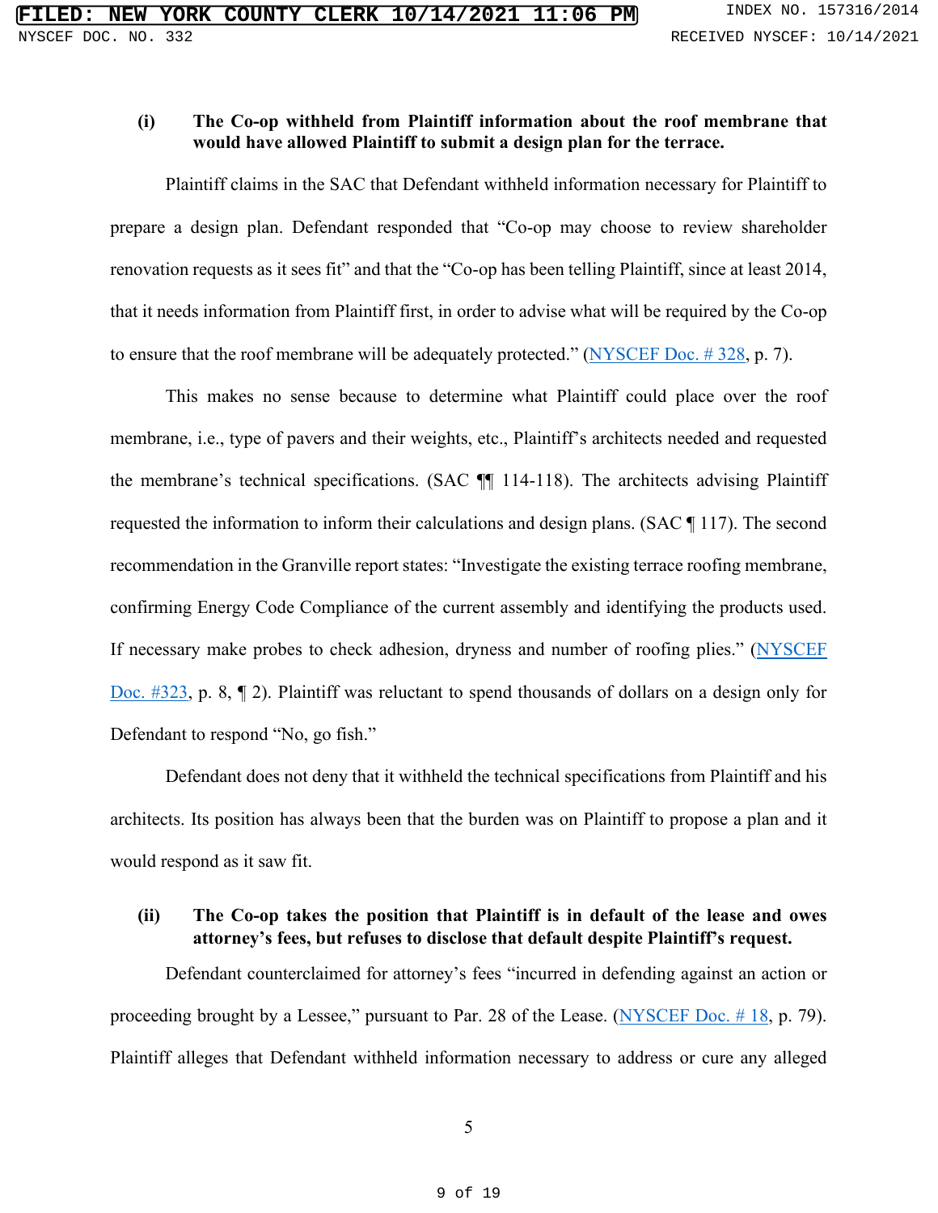**(i) The Co-op withheld from Plaintiff information about the roof membrane that would have allowed Plaintiff to submit a design plan for the terrace.**

Plaintiff claims in the SAC that Defendant withheld information necessary for Plaintiff to prepare a design plan. Defendant responded that "Co-op may choose to review shareholder renovation requests as it sees fit" and that the "Co-op has been telling Plaintiff, since at least 2014, that it needs information from Plaintiff first, in order to advise what will be required by the Co-op to ensure that the roof membrane will be adequately protected." (NYSCEF Doc. # 328, p. 7).

This makes no sense because to determine what Plaintiff could place over the roof membrane, i.e., type of pavers and their weights, etc., Plaintiff's architects needed and requested the membrane's technical specifications. (SAC ¶¶ 114-118). The architects advising Plaintiff requested the information to inform their calculations and design plans. (SAC ¶ 117). The second recommendation in the Granville report states: "Investigate the existing terrace roofing membrane, confirming Energy Code Compliance of the current assembly and identifying the products used. If necessary make probes to check adhesion, dryness and number of roofing plies." (NYSCEF Doc. #323, p. 8, ¶ 2). Plaintiff was reluctant to spend thousands of dollars on a design only for Defendant to respond "No, go fish."

Defendant does not deny that it withheld the technical specifications from Plaintiff and his architects. Its position has always been that the burden was on Plaintiff to propose a plan and it would respond as it saw fit.

**(ii) The Co-op takes the position that Plaintiff is in default of the lease and owes attorney's fees, but refuses to disclose that default despite Plaintiff's request.**

Defendant counterclaimed for attorney's fees "incurred in defending against an action or proceeding brought by a Lessee," pursuant to Par. 28 of the Lease. (NYSCEF Doc. # 18, p. 79). Plaintiff alleges that Defendant withheld information necessary to address or cure any alleged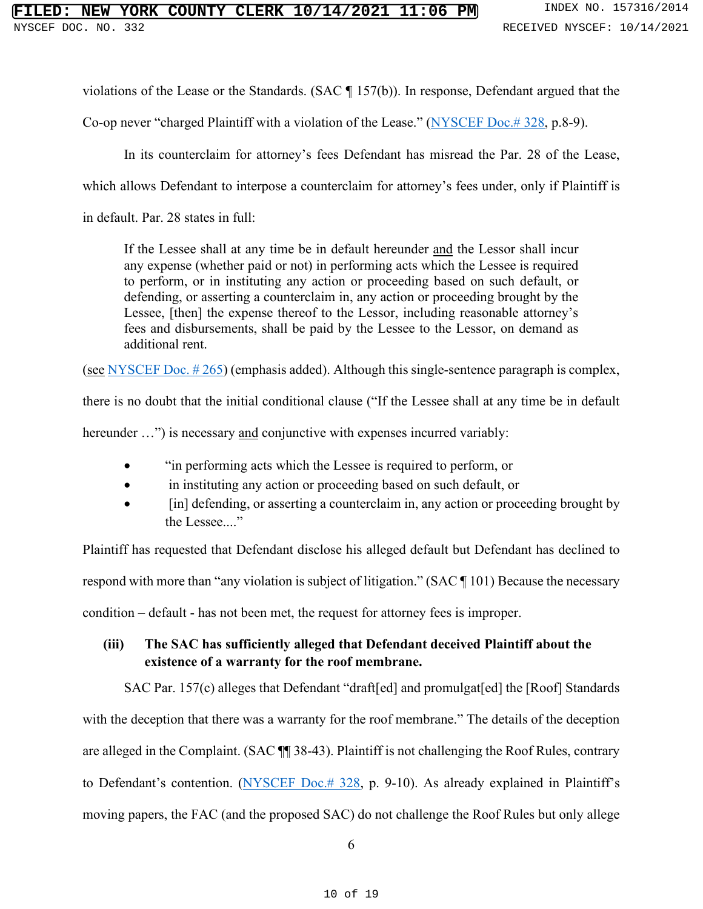violations of the Lease or the Standards. (SAC ¶ 157(b)). In response, Defendant argued that the Co-op never "charged Plaintiff with a violation of the Lease." (NYSCEF Doc.# 328, p.8-9).

In its counterclaim for attorney's fees Defendant has misread the Par. 28 of the Lease, which allows Defendant to interpose a counterclaim for attorney's fees under, only if Plaintiff is in default. Par. 28 states in full:

> If the Lessee shall at any time be in default hereunder <u>and</u> the Lessor shall incur any expense (whether paid or not) in performing acts which the Lessee is required to perform, or in instituting any action or proceeding based on such default, or defending, or asserting a counterclaim in, any action or proceeding brought by the Lessee, [then] the expense thereof to the Lessor, including reasonable attorney's fees and disbursements, shall be paid by the Lessee to the Lessor, on demand as additional rent.

(<u>see</u> NYSCEF Doc. # 265) (emphasis added). Although this single-sentence paragraph is complex, there is no doubt that the initial conditional clause ("If the Lessee shall at any time be in default hereunder …") is necessary <u>and</u> conjunctive with expenses incurred variably:

- "in performing acts which the Lessee is required to perform, or
- in instituting any action or proceeding based on such default, or
- [in] defending, or asserting a counterclaim in, any action or proceeding brought by the Lessee...."

Plaintiff has requested that Defendant disclose his alleged default but Defendant has declined to respond with more than "any violation is subject of litigation." (SAC ¶ 101) Because the necessary condition – default - has not been met, the request for attorney fees is improper.

**(iii) The SAC has sufficiently alleged that Defendant deceived Plaintiff about the existence of a warranty for the roof membrane.**

SAC Par. 157(c) alleges that Defendant "draft[ed] and promulgat[ed] the [Roof] Standards with the deception that there was a warranty for the roof membrane." The details of the deception are alleged in the Complaint. (SAC ¶¶ 38-43). Plaintiff is not challenging the Roof Rules, contrary to Defendant's contention. (NYSCEF Doc.# 328, p. 9-10). As already explained in Plaintiff's moving papers, the FAC (and the proposed SAC) do not challenge the Roof Rules but only allege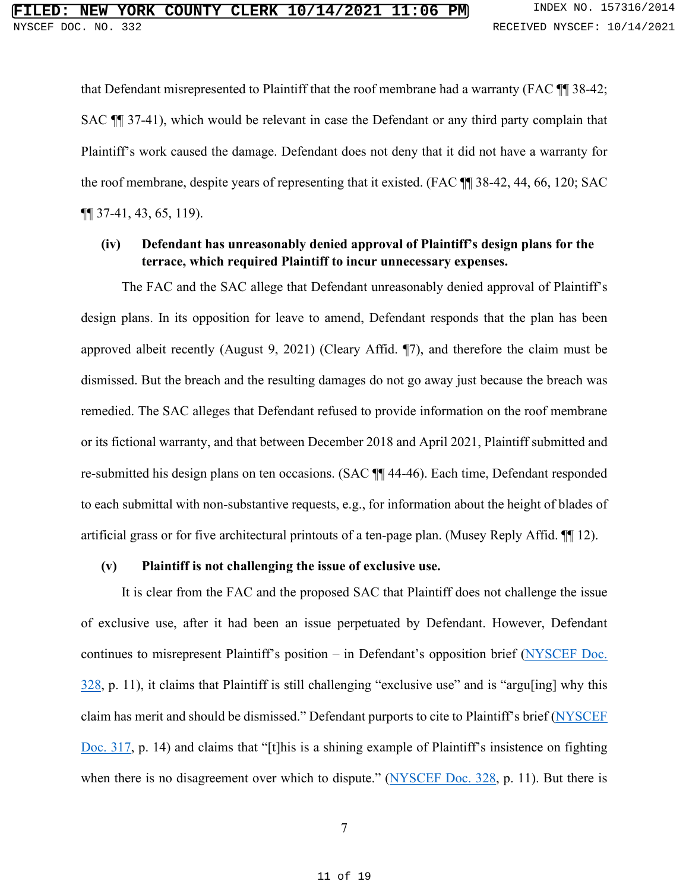that Defendant misrepresented to Plaintiff that the roof membrane had a warranty (FAC ¶¶ 38-42; SAC ¶¶ 37-41), which would be relevant in case the Defendant or any third party complain that Plaintiff's work caused the damage. Defendant does not deny that it did not have a warranty for the roof membrane, despite years of representing that it existed. (FAC ¶¶ 38-42, 44, 66, 120; SAC ¶¶ 37-41, 43, 65, 119).

**(iv) Defendant has unreasonably denied approval of Plaintiff's design plans for the terrace, which required Plaintiff to incur unnecessary expenses.**

The FAC and the SAC allege that Defendant unreasonably denied approval of Plaintiff's design plans. In its opposition for leave to amend, Defendant responds that the plan has been approved albeit recently (August 9, 2021) (Cleary Affid. ¶7), and therefore the claim must be dismissed. But the breach and the resulting damages do not go away just because the breach was remedied. The SAC alleges that Defendant refused to provide information on the roof membrane or its fictional warranty, and that between December 2018 and April 2021, Plaintiff submitted and re-submitted his design plans on ten occasions. (SAC ¶¶ 44-46). Each time, Defendant responded to each submittal with non-substantive requests, e.g., for information about the height of blades of artificial grass or for five architectural printouts of a ten-page plan. (Musey Reply Affid. ¶¶ 12).

**(v) Plaintiff is not challenging the issue of exclusive use.**

It is clear from the FAC and the proposed SAC that Plaintiff does not challenge the issue of exclusive use, after it had been an issue perpetuated by Defendant. However, Defendant continues to misrepresent Plaintiff's position – in Defendant's opposition brief (NYSCEF Doc. 328, p. 11), it claims that Plaintiff is still challenging "exclusive use" and is "argu[ing] why this claim has merit and should be dismissed." Defendant purports to cite to Plaintiff's brief (NYSCEF Doc. 317, p. 14) and claims that "[t]his is a shining example of Plaintiff's insistence on fighting when there is no disagreement over which to dispute." (NYSCEF Doc. 328, p. 11). But there is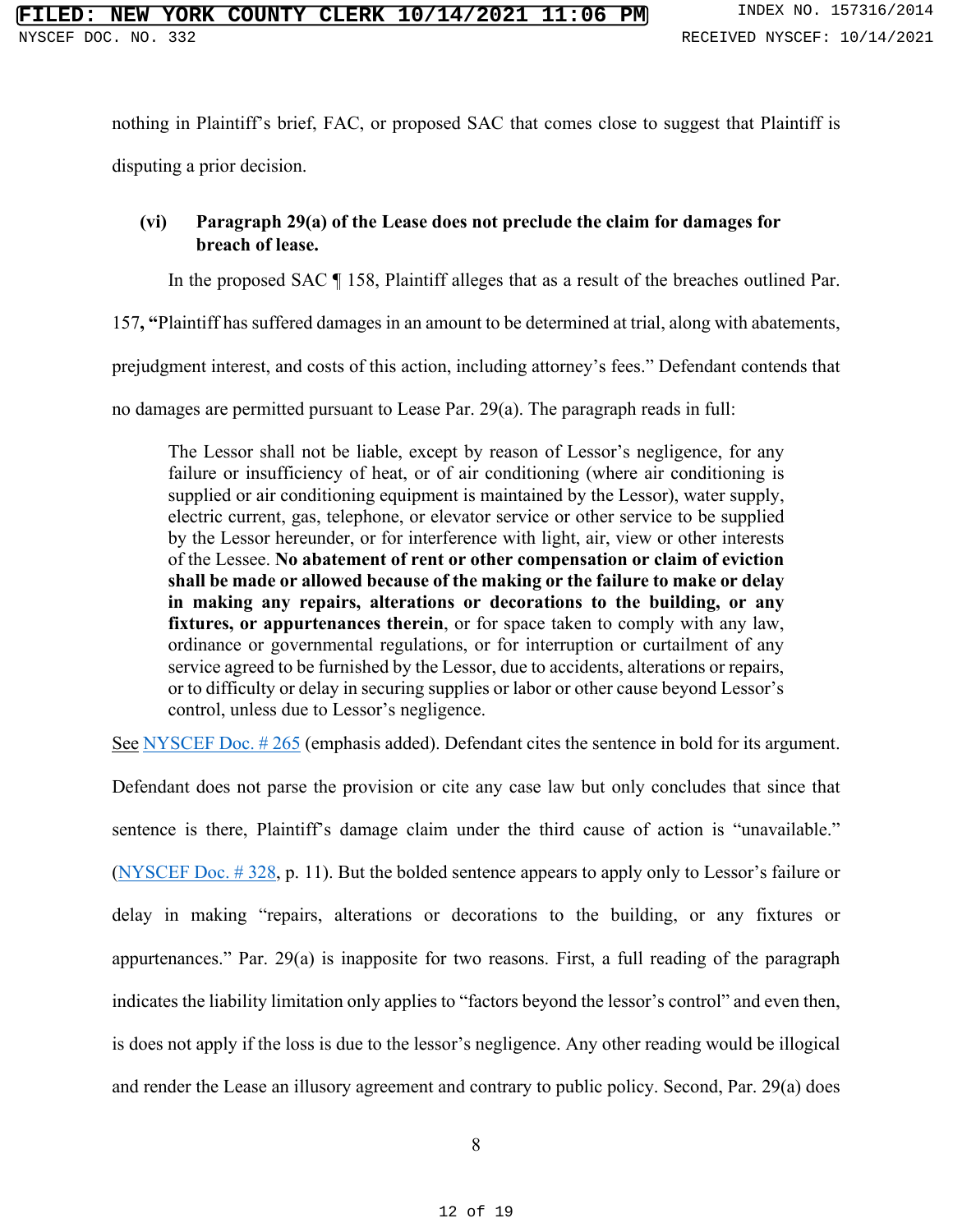nothing in Plaintiff's brief, FAC, or proposed SAC that comes close to suggest that Plaintiff is disputing a prior decision.

**(vi) Paragraph 29(a) of the Lease does not preclude the claim for damages for breach of lease.**

In the proposed SAC ¶ 158, Plaintiff alleges that as a result of the breaches outlined Par. 157**, "**Plaintiff has suffered damages in an amount to be determined at trial, along with abatements, prejudgment interest, and costs of this action, including attorney's fees." Defendant contends that no damages are permitted pursuant to Lease Par. 29(a). The paragraph reads in full:

> The Lessor shall not be liable, except by reason of Lessor's negligence, for any failure or insufficiency of heat, or of air conditioning (where air conditioning is supplied or air conditioning equipment is maintained by the Lessor), water supply, electric current, gas, telephone, or elevator service or other service to be supplied by the Lessor hereunder, or for interference with light, air, view or other interests of the Lessee. **No abatement of rent or other compensation or claim of eviction shall be made or allowed because of the making or the failure to make or delay in making any repairs, alterations or decorations to the building, or any fixtures, or appurtenances therein**, or for space taken to comply with any law, ordinance or governmental regulations, or for interruption or curtailment of any service agreed to be furnished by the Lessor, due to accidents, alterations or repairs, or to difficulty or delay in securing supplies or labor or other cause beyond Lessor's control, unless due to Lessor's negligence.

See NYSCEF Doc. # 265 (emphasis added). Defendant cites the sentence in bold for its argument. Defendant does not parse the provision or cite any case law but only concludes that since that sentence is there, Plaintiff's damage claim under the third cause of action is "unavailable." (NYSCEF Doc. # 328, p. 11). But the bolded sentence appears to apply only to Lessor's failure or delay in making "repairs, alterations or decorations to the building, or any fixtures or appurtenances." Par. 29(a) is inapposite for two reasons. First, a full reading of the paragraph indicates the liability limitation only applies to "factors beyond the lessor's control" and even then, is does not apply if the loss is due to the lessor's negligence. Any other reading would be illogical and render the Lease an illusory agreement and contrary to public policy. Second, Par. 29(a) does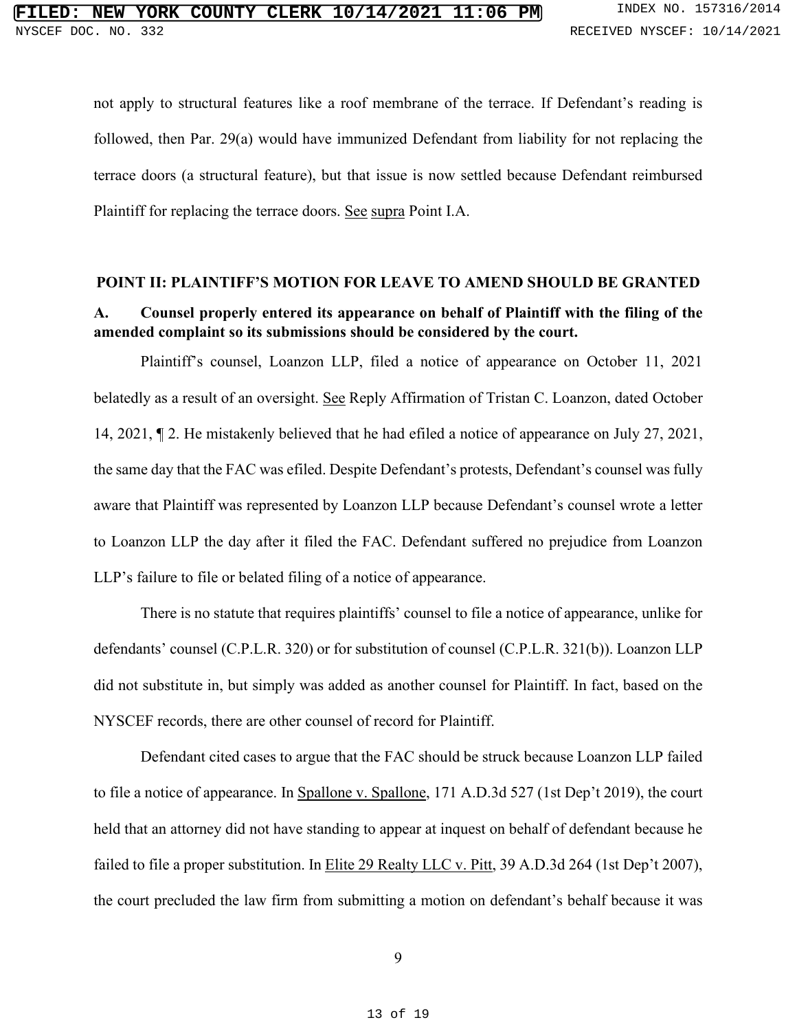not apply to structural features like a roof membrane of the terrace. If Defendant's reading is followed, then Par. 29(a) would have immunized Defendant from liability for not replacing the terrace doors (a structural feature), but that issue is now settled because Defendant reimbursed Plaintiff for replacing the terrace doors. See supra Point I.A.

## POINT II: PLAINTIFF'S MOTION FOR LEAVE TO AMEND SHOULD BE GRANTED

### A. Counsel properly entered its appearance on behalf of Plaintiff with the filing of the amended complaint so its submissions should be considered by the court.

Plaintiff's counsel, Loanzon LLP, filed a notice of appearance on October 11, 2021 belatedly as a result of an oversight. See Reply Affirmation of Tristan C. Loanzon, dated October 14, 2021, ¶ 2. He mistakenly believed that he had efiled a notice of appearance on July 27, 2021, the same day that the FAC was efiled. Despite Defendant's protests, Defendant's counsel was fully aware that Plaintiff was represented by Loanzon LLP because Defendant's counsel wrote a letter to Loanzon LLP the day after it filed the FAC. Defendant suffered no prejudice from Loanzon LLP's failure to file or belated filing of a notice of appearance.

There is no statute that requires plaintiffs' counsel to file a notice of appearance, unlike for defendants' counsel (C.P.L.R. 320) or for substitution of counsel (C.P.L.R. 321(b)). Loanzon LLP did not substitute in, but simply was added as another counsel for Plaintiff. In fact, based on the NYSCEF records, there are other counsel of record for Plaintiff.

Defendant cited cases to argue that the FAC should be struck because Loanzon LLP failed to file a notice of appearance. In Spallone v. Spallone, 171 A.D.3d 527 (1st Dep't 2019), the court held that an attorney did not have standing to appear at inquest on behalf of defendant because he failed to file a proper substitution. In Elite 29 Realty LLC v. Pitt, 39 A.D.3d 264 (1st Dep't 2007), the court precluded the law firm from submitting a motion on defendant's behalf because it was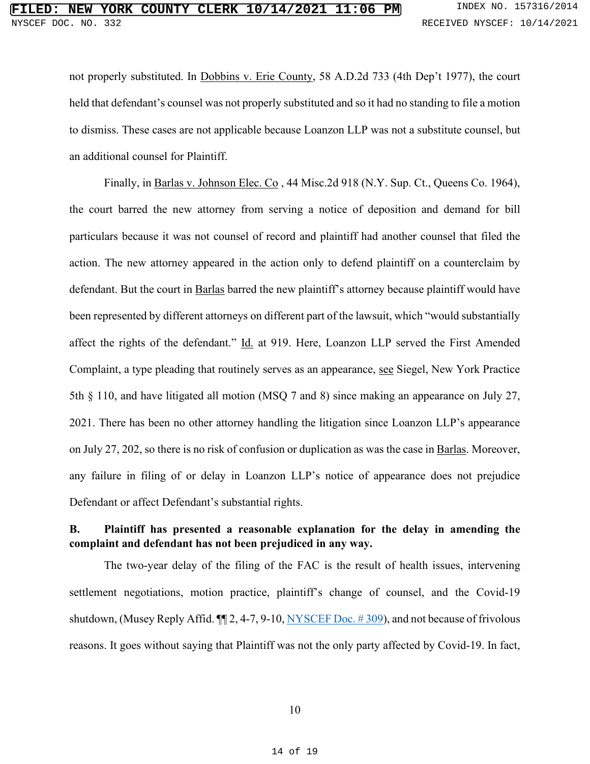not properly substituted. In Dobbins v. Erie County, 58 A.D.2d 733 (4th Dep't 1977), the court held that defendant's counsel was not properly substituted and so it had no standing to file a motion to dismiss. These cases are not applicable because Loanzon LLP was not a substitute counsel, but an additional counsel for Plaintiff.

Finally, in Barlas v. Johnson Elec. Co , 44 Misc.2d 918 (N.Y. Sup. Ct., Queens Co. 1964), the court barred the new attorney from serving a notice of deposition and demand for bill particulars because it was not counsel of record and plaintiff had another counsel that filed the action. The new attorney appeared in the action only to defend plaintiff on a counterclaim by defendant. But the court in Barlas barred the new plaintiff's attorney because plaintiff would have been represented by different attorneys on different part of the lawsuit, which "would substantially affect the rights of the defendant." Id. at 919. Here, Loanzon LLP served the First Amended Complaint, a type pleading that routinely serves as an appearance, see Siegel, New York Practice 5th § 110, and have litigated all motion (MSQ 7 and 8) since making an appearance on July 27, 2021. There has been no other attorney handling the litigation since Loanzon LLP's appearance on July 27, 202, so there is no risk of confusion or duplication as was the case in Barlas. Moreover, any failure in filing of or delay in Loanzon LLP's notice of appearance does not prejudice Defendant or affect Defendant's substantial rights.

**B. Plaintiff has presented a reasonable explanation for the delay in amending the complaint and defendant has not been prejudiced in any way.**

The two-year delay of the filing of the FAC is the result of health issues, intervening settlement negotiations, motion practice, plaintiff's change of counsel, and the Covid-19 shutdown, (Musey Reply Affid. ¶¶ 2, 4-7, 9-10, NYSCEF Doc. # 309), and not because of frivolous reasons. It goes without saying that Plaintiff was not the only party affected by Covid-19. In fact,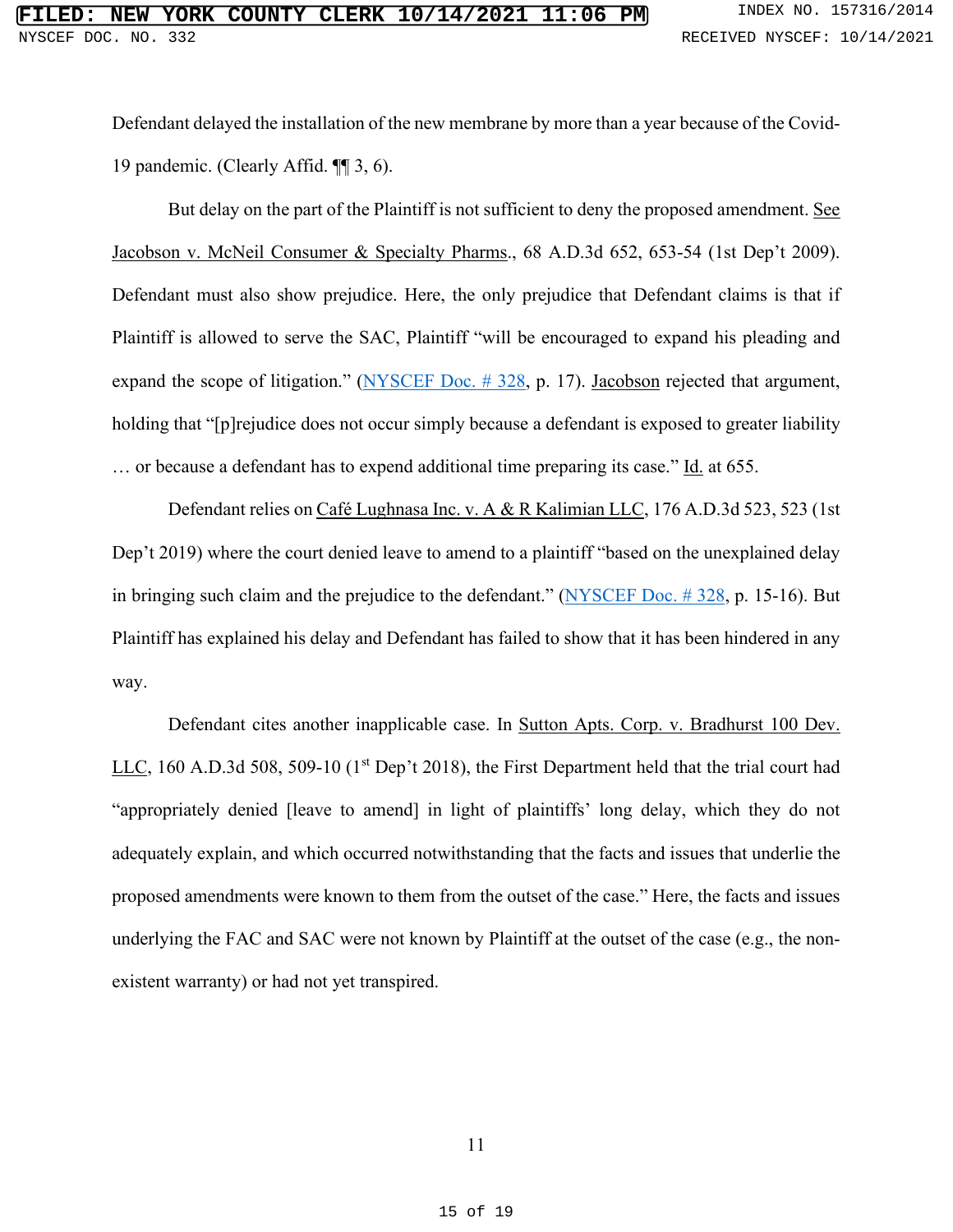Defendant delayed the installation of the new membrane by more than a year because of the Covid-19 pandemic. (Clearly Affid. ¶¶ 3, 6).

But delay on the part of the Plaintiff is not sufficient to deny the proposed amendment. See Jacobson v. McNeil Consumer & Specialty Pharms., 68 A.D.3d 652, 653-54 (1st Dep't 2009). Defendant must also show prejudice. Here, the only prejudice that Defendant claims is that if Plaintiff is allowed to serve the SAC, Plaintiff "will be encouraged to expand his pleading and expand the scope of litigation." (NYSCEF Doc. # 328, p. 17). Jacobson rejected that argument, holding that "[p]rejudice does not occur simply because a defendant is exposed to greater liability … or because a defendant has to expend additional time preparing its case." Id. at 655.

Defendant relies on Café Lughnasa Inc. v. A & R Kalimian LLC, 176 A.D.3d 523, 523 (1st Dep't 2019) where the court denied leave to amend to a plaintiff "based on the unexplained delay in bringing such claim and the prejudice to the defendant." (NYSCEF Doc. # 328, p. 15-16). But Plaintiff has explained his delay and Defendant has failed to show that it has been hindered in any way.

Defendant cites another inapplicable case. In Sutton Apts. Corp. v. Bradhurst 100 Dev. LLC, 160 A.D.3d 508, 509-10 (1st Dep't 2018), the First Department held that the trial court had "appropriately denied [leave to amend] in light of plaintiffs' long delay, which they do not adequately explain, and which occurred notwithstanding that the facts and issues that underlie the proposed amendments were known to them from the outset of the case." Here, the facts and issues underlying the FAC and SAC were not known by Plaintiff at the outset of the case (e.g., the non-existent warranty) or had not yet transpired.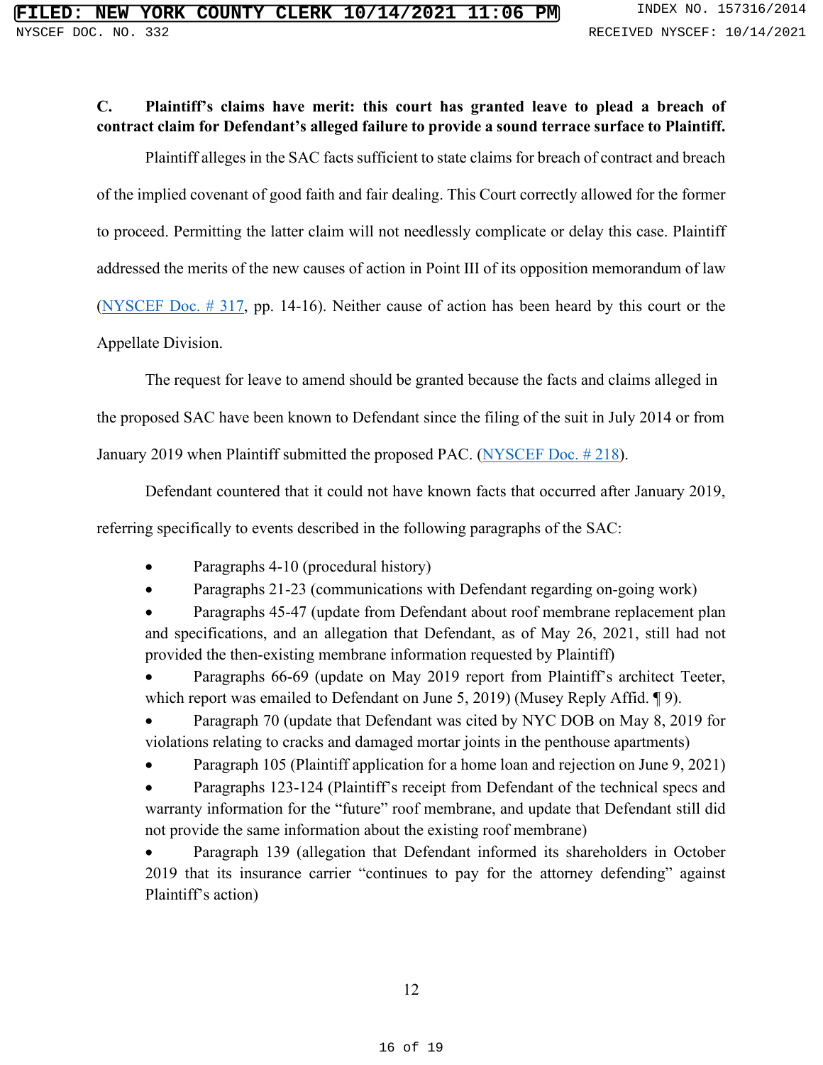**C. Plaintiff's claims have merit: this court has granted leave to plead a breach of contract claim for Defendant's alleged failure to provide a sound terrace surface to Plaintiff.**

Plaintiff alleges in the SAC facts sufficient to state claims for breach of contract and breach of the implied covenant of good faith and fair dealing. This Court correctly allowed for the former to proceed. Permitting the latter claim will not needlessly complicate or delay this case. Plaintiff addressed the merits of the new causes of action in Point III of its opposition memorandum of law (NYSCEF Doc. # 317, pp. 14-16). Neither cause of action has been heard by this court or the Appellate Division.

The request for leave to amend should be granted because the facts and claims alleged in the proposed SAC have been known to Defendant since the filing of the suit in July 2014 or from January 2019 when Plaintiff submitted the proposed PAC. (NYSCEF Doc. # 218).

Defendant countered that it could not have known facts that occurred after January 2019, referring specifically to events described in the following paragraphs of the SAC:

- Paragraphs 4-10 (procedural history)
- Paragraphs 21-23 (communications with Defendant regarding on-going work)
- Paragraphs 45-47 (update from Defendant about roof membrane replacement plan and specifications, and an allegation that Defendant, as of May 26, 2021, still had not provided the then-existing membrane information requested by Plaintiff)
- Paragraphs 66-69 (update on May 2019 report from Plaintiff's architect Teeter, which report was emailed to Defendant on June 5, 2019) (Musey Reply Affid. ¶ 9).
- Paragraph 70 (update that Defendant was cited by NYC DOB on May 8, 2019 for violations relating to cracks and damaged mortar joints in the penthouse apartments)
- Paragraph 105 (Plaintiff application for a home loan and rejection on June 9, 2021)
- Paragraphs 123-124 (Plaintiff's receipt from Defendant of the technical specs and warranty information for the "future" roof membrane, and update that Defendant still did not provide the same information about the existing roof membrane)
- Paragraph 139 (allegation that Defendant informed its shareholders in October 2019 that its insurance carrier "continues to pay for the attorney defending" against Plaintiff's action)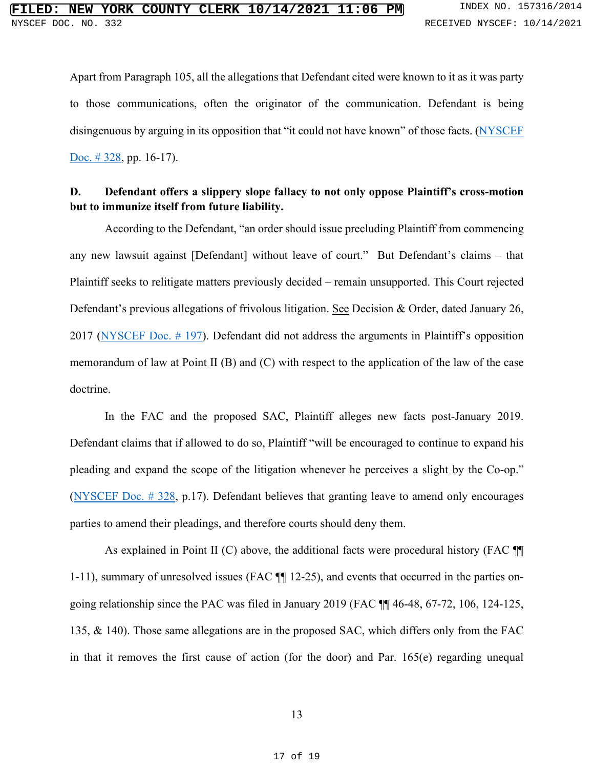Apart from Paragraph 105, all the allegations that Defendant cited were known to it as it was party to those communications, often the originator of the communication. Defendant is being disingenuous by arguing in its opposition that "it could not have known" of those facts. (NYSCEF Doc. # 328, pp. 16-17).

**D. Defendant offers a slippery slope fallacy to not only oppose Plaintiff's cross-motion but to immunize itself from future liability.**

According to the Defendant, "an order should issue precluding Plaintiff from commencing any new lawsuit against [Defendant] without leave of court." But Defendant's claims – that Plaintiff seeks to relitigate matters previously decided – remain unsupported. This Court rejected Defendant's previous allegations of frivolous litigation. See Decision & Order, dated January 26, 2017 (NYSCEF Doc. # 197). Defendant did not address the arguments in Plaintiff's opposition memorandum of law at Point II (B) and (C) with respect to the application of the law of the case doctrine.

In the FAC and the proposed SAC, Plaintiff alleges new facts post-January 2019. Defendant claims that if allowed to do so, Plaintiff "will be encouraged to continue to expand his pleading and expand the scope of the litigation whenever he perceives a slight by the Co-op." (NYSCEF Doc. # 328, p.17). Defendant believes that granting leave to amend only encourages parties to amend their pleadings, and therefore courts should deny them.

As explained in Point II (C) above, the additional facts were procedural history (FAC ¶¶ 1-11), summary of unresolved issues (FAC ¶¶ 12-25), and events that occurred in the parties on-going relationship since the PAC was filed in January 2019 (FAC ¶¶ 46-48, 67-72, 106, 124-125, 135, & 140). Those same allegations are in the proposed SAC, which differs only from the FAC in that it removes the first cause of action (for the door) and Par. 165(e) regarding unequal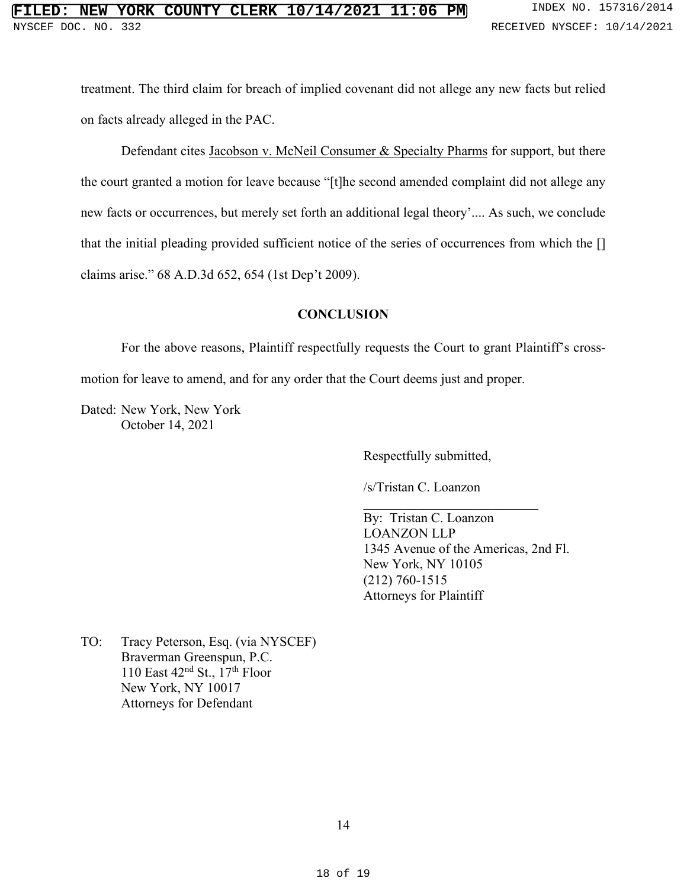treatment. The third claim for breach of implied covenant did not allege any new facts but relied on facts already alleged in the PAC.

Defendant cites Jacobson v. McNeil Consumer & Specialty Pharms for support, but there the court granted a motion for leave because "[t]he second amended complaint did not allege any new facts or occurrences, but merely set forth an additional legal theory'.... As such, we conclude that the initial pleading provided sufficient notice of the series of occurrences from which the [] claims arise." 68 A.D.3d 652, 654 (1st Dep't 2009).

## CONCLUSION

For the above reasons, Plaintiff respectfully requests the Court to grant Plaintiff's cross-motion for leave to amend, and for any order that the Court deems just and proper.

Dated: New York, New York
October 14, 2021

Respectfully submitted,

/s/Tristan C. Loanzon

By: Tristan C. Loanzon
LOANZON LLP
1345 Avenue of the Americas, 2nd Fl.
New York, NY 10105
(212) 760-1515
Attorneys for Plaintiff

TO: Tracy Peterson, Esq. (via NYSCEF)
Braverman Greenspun, P.C.
110 East 42nd St., 17th Floor
New York, NY 10017
Attorneys for Defendant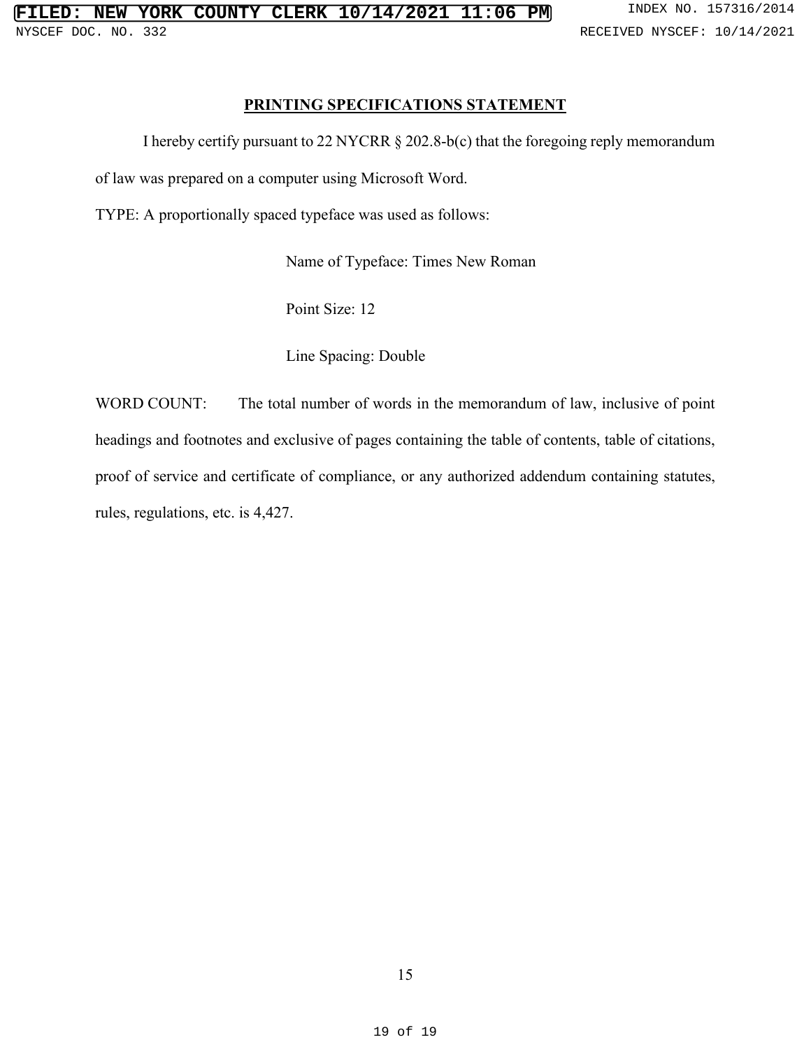## PRINTING SPECIFICATIONS STATEMENT

I hereby certify pursuant to 22 NYCRR § 202.8-b(c) that the foregoing reply memorandum of law was prepared on a computer using Microsoft Word.

TYPE: A proportionally spaced typeface was used as follows:

Name of Typeface: Times New Roman

Point Size: 12

Line Spacing: Double

WORD COUNT: The total number of words in the memorandum of law, inclusive of point headings and footnotes and exclusive of pages containing the table of contents, table of citations, proof of service and certificate of compliance, or any authorized addendum containing statutes, rules, regulations, etc. is 4,427.